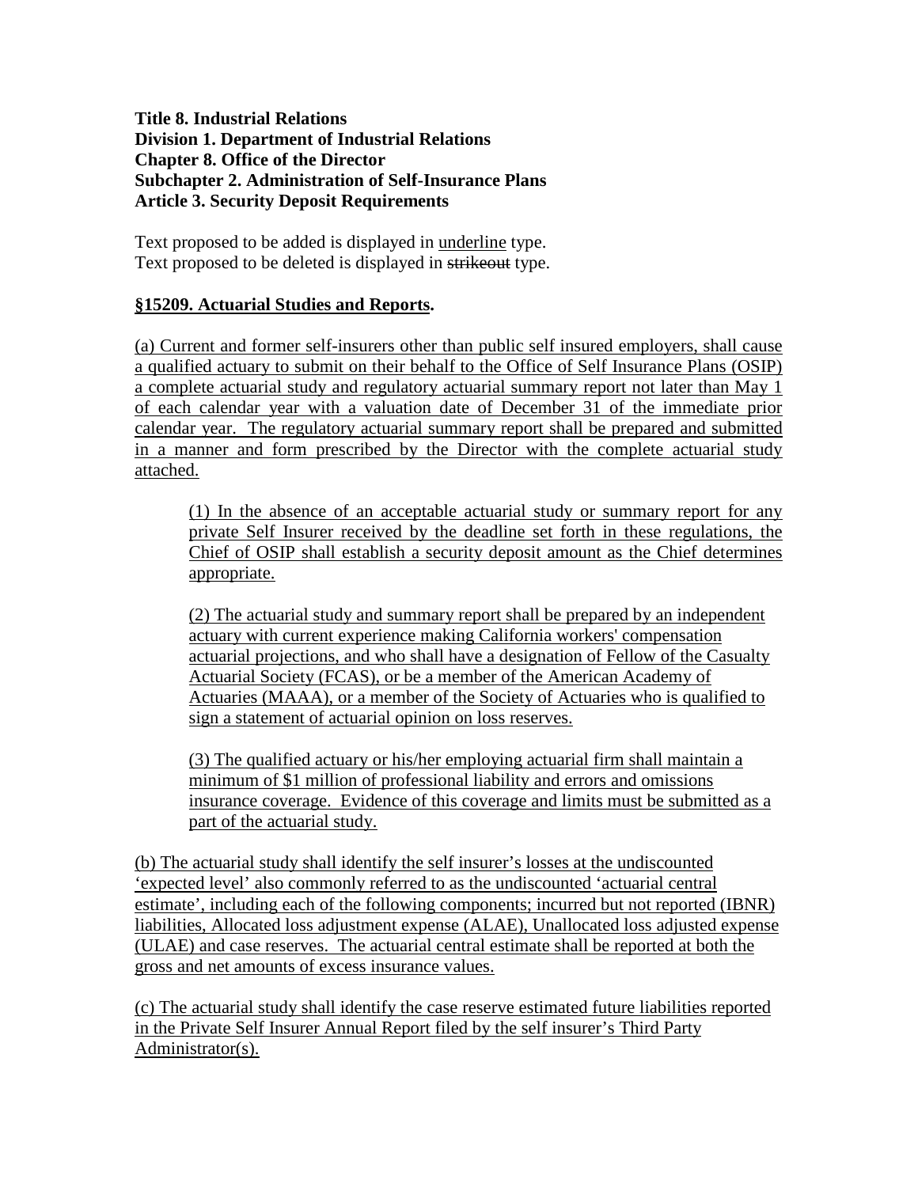**Title 8. Industrial Relations**
**Division 1. Department of Industrial Relations**
**Chapter 8. Office of the Director**
**Subchapter 2. Administration of Self-Insurance Plans**
**Article 3. Security Deposit Requirements**

Text proposed to be added is displayed in <u>underline</u> type.
Text proposed to be deleted is displayed in ~~strikeout~~ type.

## <u>§15209. Actuarial Studies and Reports</u>.

<u>(a) Current and former self-insurers other than public self insured employers, shall cause a qualified actuary to submit on their behalf to the Office of Self Insurance Plans (OSIP) a complete actuarial study and regulatory actuarial summary report not later than May 1 of each calendar year with a valuation date of December 31 of the immediate prior calendar year. The regulatory actuarial summary report shall be prepared and submitted in a manner and form prescribed by the Director with the complete actuarial study attached.</u>

> <u>(1) In the absence of an acceptable actuarial study or summary report for any private Self Insurer received by the deadline set forth in these regulations, the Chief of OSIP shall establish a security deposit amount as the Chief determines appropriate.</u>
>
> <u>(2) The actuarial study and summary report shall be prepared by an independent actuary with current experience making California workers' compensation actuarial projections, and who shall have a designation of Fellow of the Casualty Actuarial Society (FCAS), or be a member of the American Academy of Actuaries (MAAA), or a member of the Society of Actuaries who is qualified to sign a statement of actuarial opinion on loss reserves.</u>
>
> <u>(3) The qualified actuary or his/her employing actuarial firm shall maintain a minimum of $1 million of professional liability and errors and omissions insurance coverage. Evidence of this coverage and limits must be submitted as a part of the actuarial study.</u>

<u>(b) The actuarial study shall identify the self insurer's losses at the undiscounted 'expected level' also commonly referred to as the undiscounted 'actuarial central estimate', including each of the following components; incurred but not reported (IBNR) liabilities, Allocated loss adjustment expense (ALAE), Unallocated loss adjusted expense (ULAE) and case reserves. The actuarial central estimate shall be reported at both the gross and net amounts of excess insurance values.</u>

<u>(c) The actuarial study shall identify the case reserve estimated future liabilities reported in the Private Self Insurer Annual Report filed by the self insurer's Third Party Administrator(s).</u>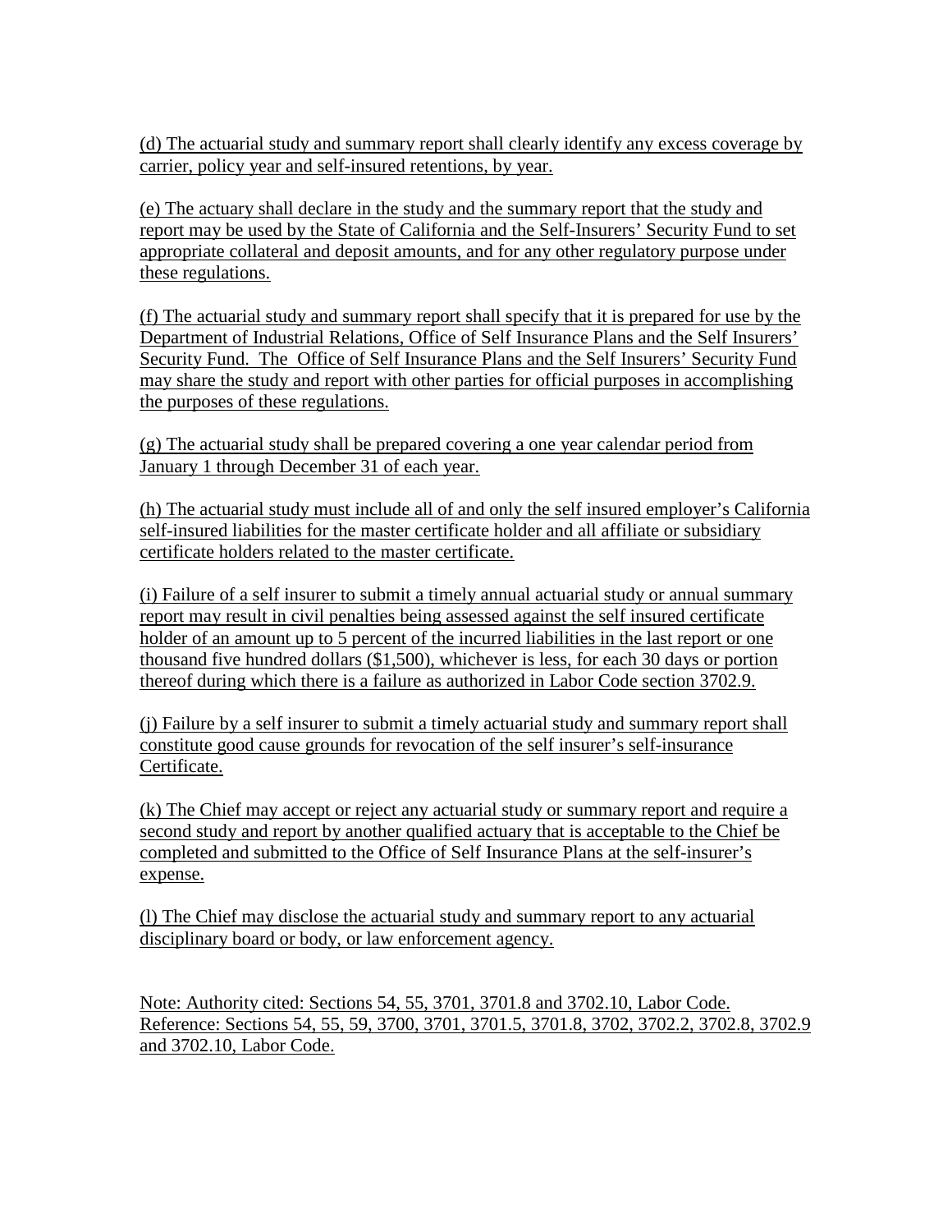(d) The actuarial study and summary report shall clearly identify any excess coverage by carrier, policy year and self-insured retentions, by year.

(e) The actuary shall declare in the study and the summary report that the study and report may be used by the State of California and the Self-Insurers' Security Fund to set appropriate collateral and deposit amounts, and for any other regulatory purpose under these regulations.

(f) The actuarial study and summary report shall specify that it is prepared for use by the Department of Industrial Relations, Office of Self Insurance Plans and the Self Insurers' Security Fund. The Office of Self Insurance Plans and the Self Insurers' Security Fund may share the study and report with other parties for official purposes in accomplishing the purposes of these regulations.

(g) The actuarial study shall be prepared covering a one year calendar period from January 1 through December 31 of each year.

(h) The actuarial study must include all of and only the self insured employer's California self-insured liabilities for the master certificate holder and all affiliate or subsidiary certificate holders related to the master certificate.

(i) Failure of a self insurer to submit a timely annual actuarial study or annual summary report may result in civil penalties being assessed against the self insured certificate holder of an amount up to 5 percent of the incurred liabilities in the last report or one thousand five hundred dollars ($1,500), whichever is less, for each 30 days or portion thereof during which there is a failure as authorized in Labor Code section 3702.9.

(j) Failure by a self insurer to submit a timely actuarial study and summary report shall constitute good cause grounds for revocation of the self insurer's self-insurance Certificate.

(k) The Chief may accept or reject any actuarial study or summary report and require a second study and report by another qualified actuary that is acceptable to the Chief be completed and submitted to the Office of Self Insurance Plans at the self-insurer's expense.

(l) The Chief may disclose the actuarial study and summary report to any actuarial disciplinary board or body, or law enforcement agency.

Note: Authority cited: Sections 54, 55, 3701, 3701.8 and 3702.10, Labor Code. Reference: Sections 54, 55, 59, 3700, 3701, 3701.5, 3701.8, 3702, 3702.2, 3702.8, 3702.9 and 3702.10, Labor Code.